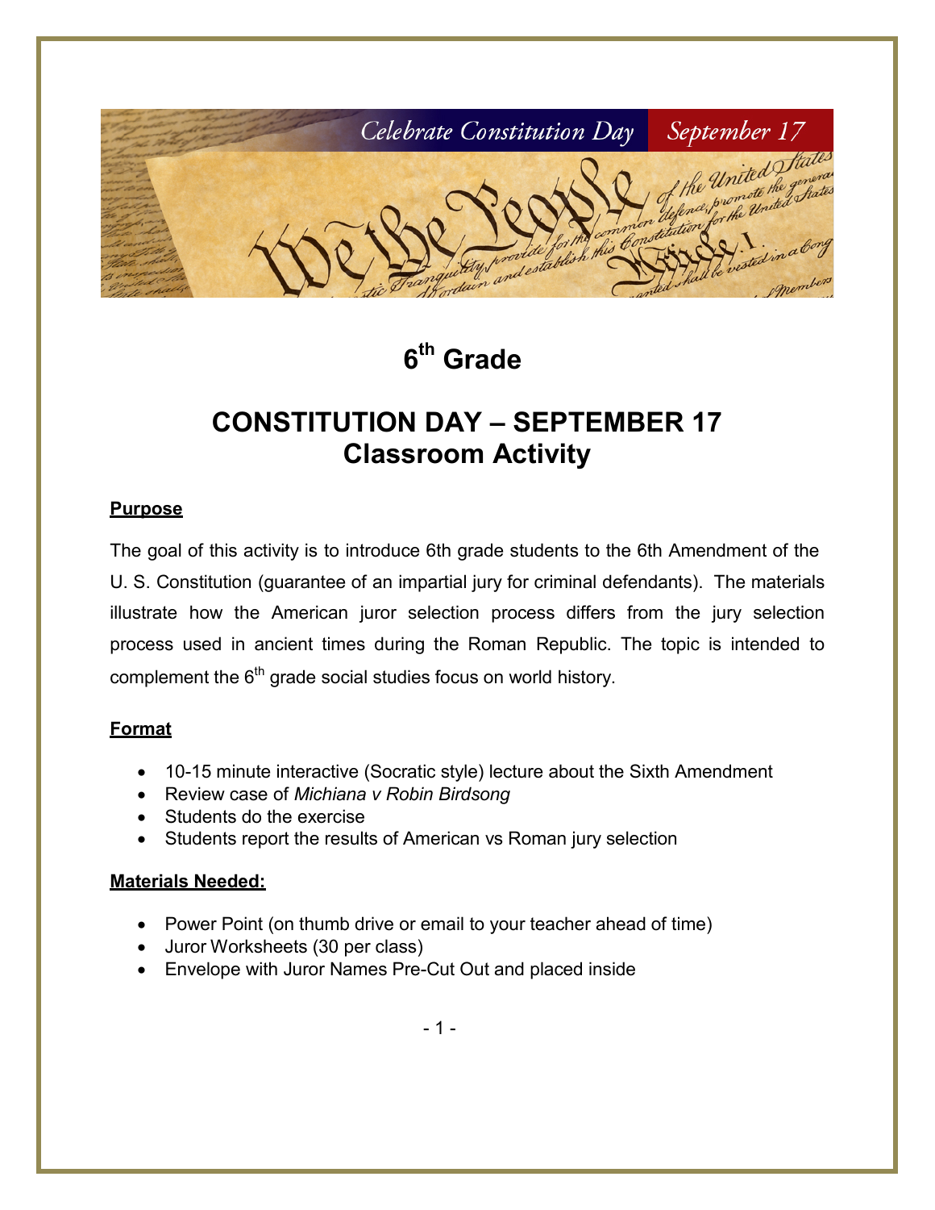# 6th Grade

# CONSTITUTION DAY – SEPTEMBER 17
## Classroom Activity

**Purpose**

The goal of this activity is to introduce 6th grade students to the 6th Amendment of the U. S. Constitution (guarantee of an impartial jury for criminal defendants). The materials illustrate how the American juror selection process differs from the jury selection process used in ancient times during the Roman Republic. The topic is intended to complement the 6th grade social studies focus on world history.

**Format**

- 10-15 minute interactive (Socratic style) lecture about the Sixth Amendment
- Review case of *Michiana v Robin Birdsong*
- Students do the exercise
- Students report the results of American vs Roman jury selection

**Materials Needed:**

- Power Point (on thumb drive or email to your teacher ahead of time)
- Juror Worksheets (30 per class)
- Envelope with Juror Names Pre-Cut Out and placed inside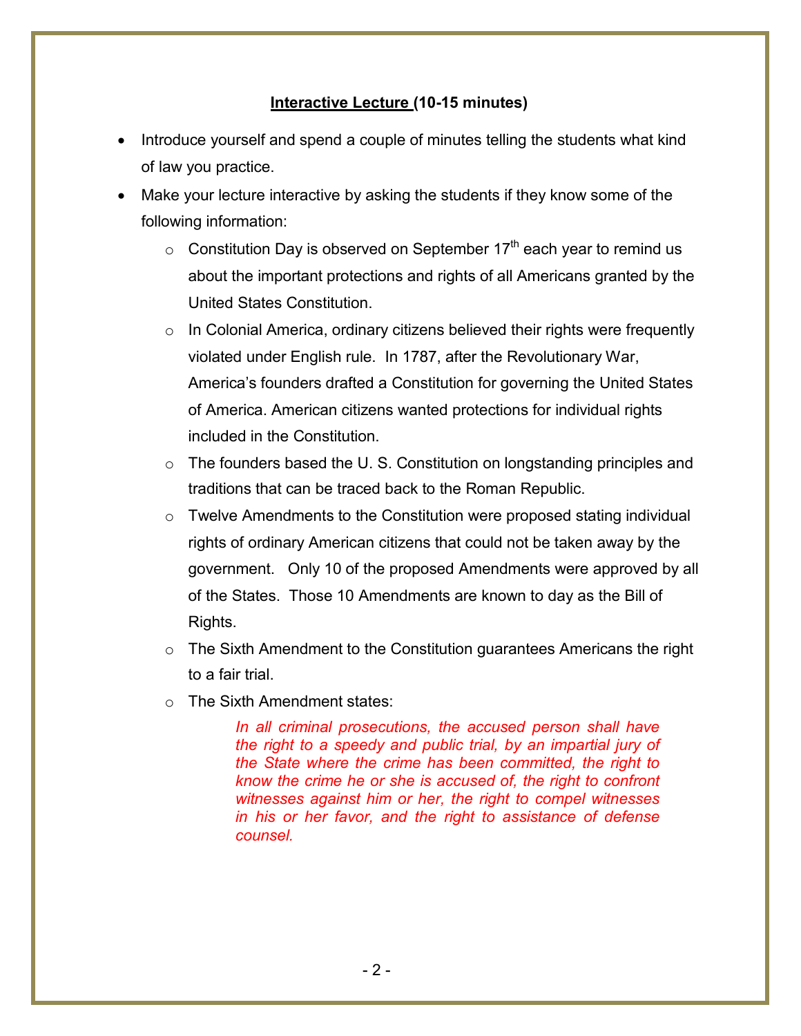## **Interactive Lecture (10-15 minutes)**

- Introduce yourself and spend a couple of minutes telling the students what kind of law you practice.
- Make your lecture interactive by asking the students if they know some of the following information:
  - Constitution Day is observed on September 17th each year to remind us about the important protections and rights of all Americans granted by the United States Constitution.
  - In Colonial America, ordinary citizens believed their rights were frequently violated under English rule. In 1787, after the Revolutionary War, America's founders drafted a Constitution for governing the United States of America. American citizens wanted protections for individual rights included in the Constitution.
  - The founders based the U. S. Constitution on longstanding principles and traditions that can be traced back to the Roman Republic.
  - Twelve Amendments to the Constitution were proposed stating individual rights of ordinary American citizens that could not be taken away by the government. Only 10 of the proposed Amendments were approved by all of the States. Those 10 Amendments are known to day as the Bill of Rights.
  - The Sixth Amendment to the Constitution guarantees Americans the right to a fair trial.
  - The Sixth Amendment states:

    > *In all criminal prosecutions, the accused person shall have the right to a speedy and public trial, by an impartial jury of the State where the crime has been committed, the right to know the crime he or she is accused of, the right to confront witnesses against him or her, the right to compel witnesses in his or her favor, and the right to assistance of defense counsel.*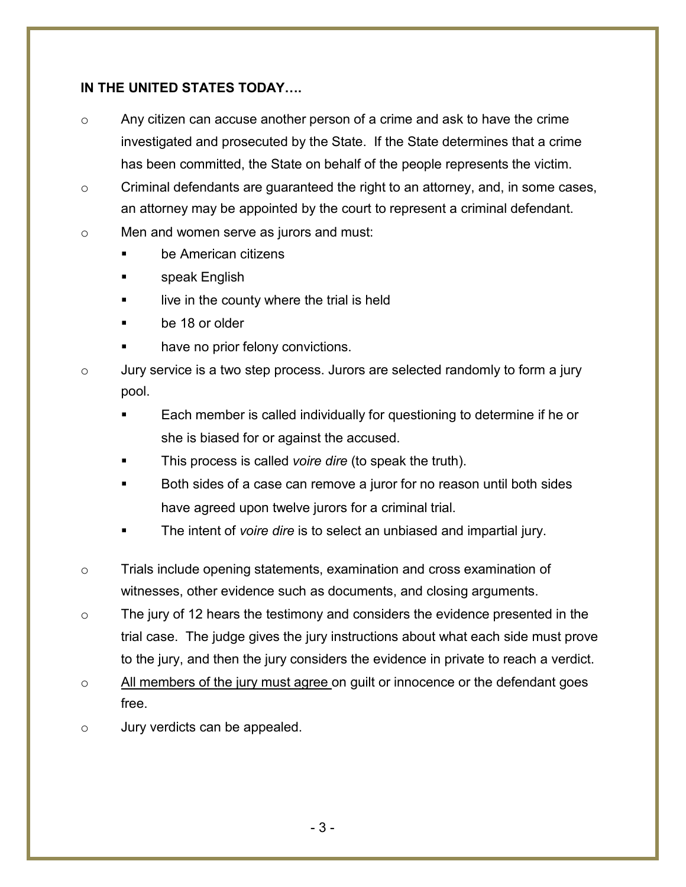**IN THE UNITED STATES TODAY….**

- Any citizen can accuse another person of a crime and ask to have the crime investigated and prosecuted by the State. If the State determines that a crime has been committed, the State on behalf of the people represents the victim.
- Criminal defendants are guaranteed the right to an attorney, and, in some cases, an attorney may be appointed by the court to represent a criminal defendant.
- Men and women serve as jurors and must:
  - be American citizens
  - speak English
  - live in the county where the trial is held
  - be 18 or older
  - have no prior felony convictions.
- Jury service is a two step process. Jurors are selected randomly to form a jury pool.
  - Each member is called individually for questioning to determine if he or she is biased for or against the accused.
  - This process is called *voire dire* (to speak the truth).
  - Both sides of a case can remove a juror for no reason until both sides have agreed upon twelve jurors for a criminal trial.
  - The intent of *voire dire* is to select an unbiased and impartial jury.
- Trials include opening statements, examination and cross examination of witnesses, other evidence such as documents, and closing arguments.
- The jury of 12 hears the testimony and considers the evidence presented in the trial case. The judge gives the jury instructions about what each side must prove to the jury, and then the jury considers the evidence in private to reach a verdict.
- <u>All members of the jury must agree</u> on guilt or innocence or the defendant goes free.
- Jury verdicts can be appealed.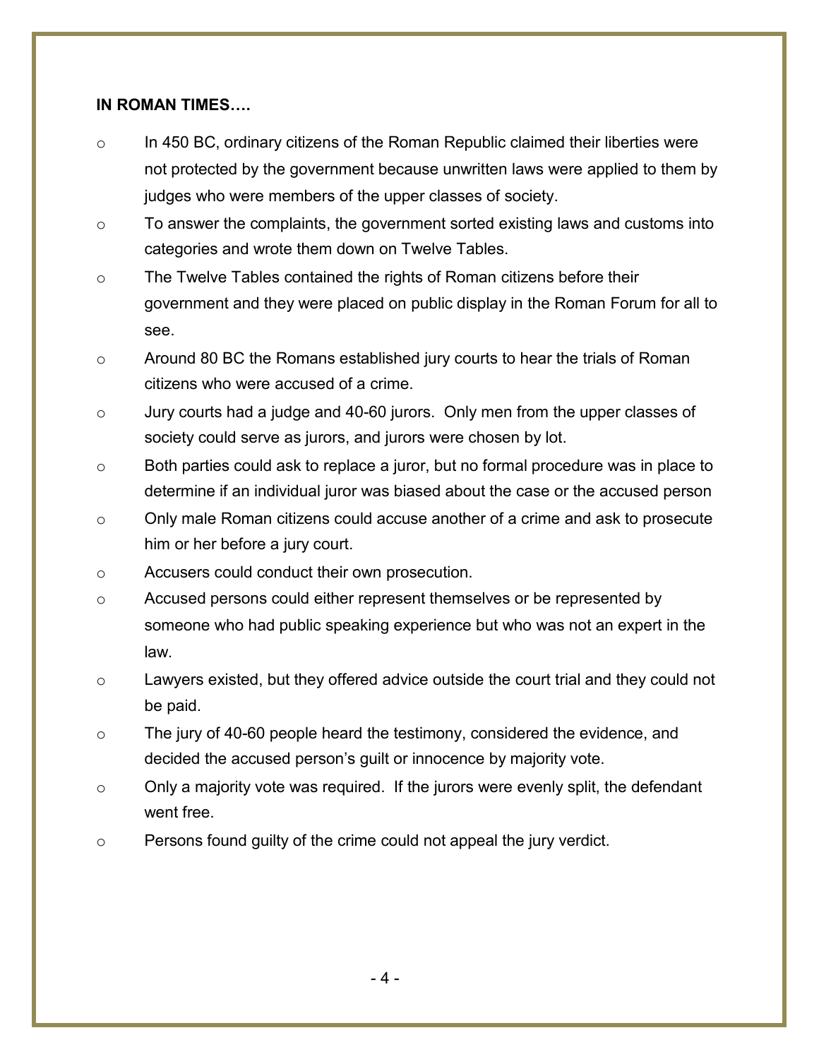**IN ROMAN TIMES….**

- In 450 BC, ordinary citizens of the Roman Republic claimed their liberties were not protected by the government because unwritten laws were applied to them by judges who were members of the upper classes of society.
- To answer the complaints, the government sorted existing laws and customs into categories and wrote them down on Twelve Tables.
- The Twelve Tables contained the rights of Roman citizens before their government and they were placed on public display in the Roman Forum for all to see.
- Around 80 BC the Romans established jury courts to hear the trials of Roman citizens who were accused of a crime.
- Jury courts had a judge and 40-60 jurors. Only men from the upper classes of society could serve as jurors, and jurors were chosen by lot.
- Both parties could ask to replace a juror, but no formal procedure was in place to determine if an individual juror was biased about the case or the accused person
- Only male Roman citizens could accuse another of a crime and ask to prosecute him or her before a jury court.
- Accusers could conduct their own prosecution.
- Accused persons could either represent themselves or be represented by someone who had public speaking experience but who was not an expert in the law.
- Lawyers existed, but they offered advice outside the court trial and they could not be paid.
- The jury of 40-60 people heard the testimony, considered the evidence, and decided the accused person's guilt or innocence by majority vote.
- Only a majority vote was required. If the jurors were evenly split, the defendant went free.
- Persons found guilty of the crime could not appeal the jury verdict.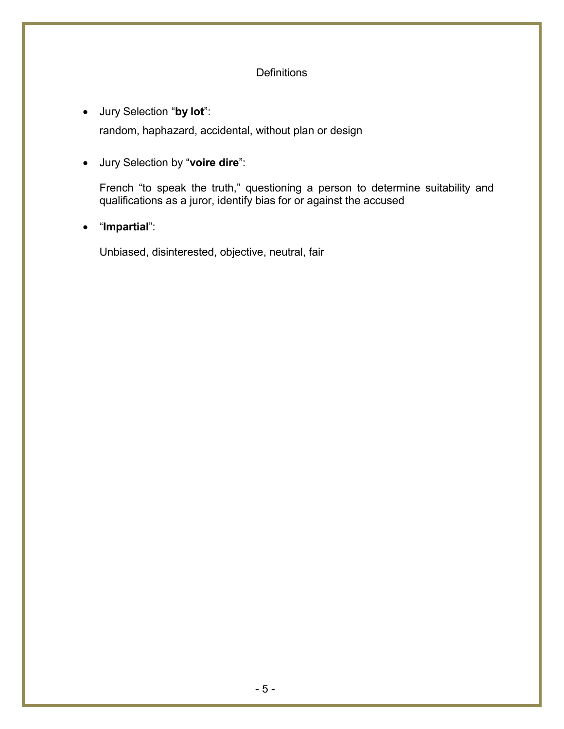## Definitions

- Jury Selection "**by lot**":

  random, haphazard, accidental, without plan or design

- Jury Selection by "**voire dire**":

  French "to speak the truth," questioning a person to determine suitability and qualifications as a juror, identify bias for or against the accused

- "**Impartial**":

  Unbiased, disinterested, objective, neutral, fair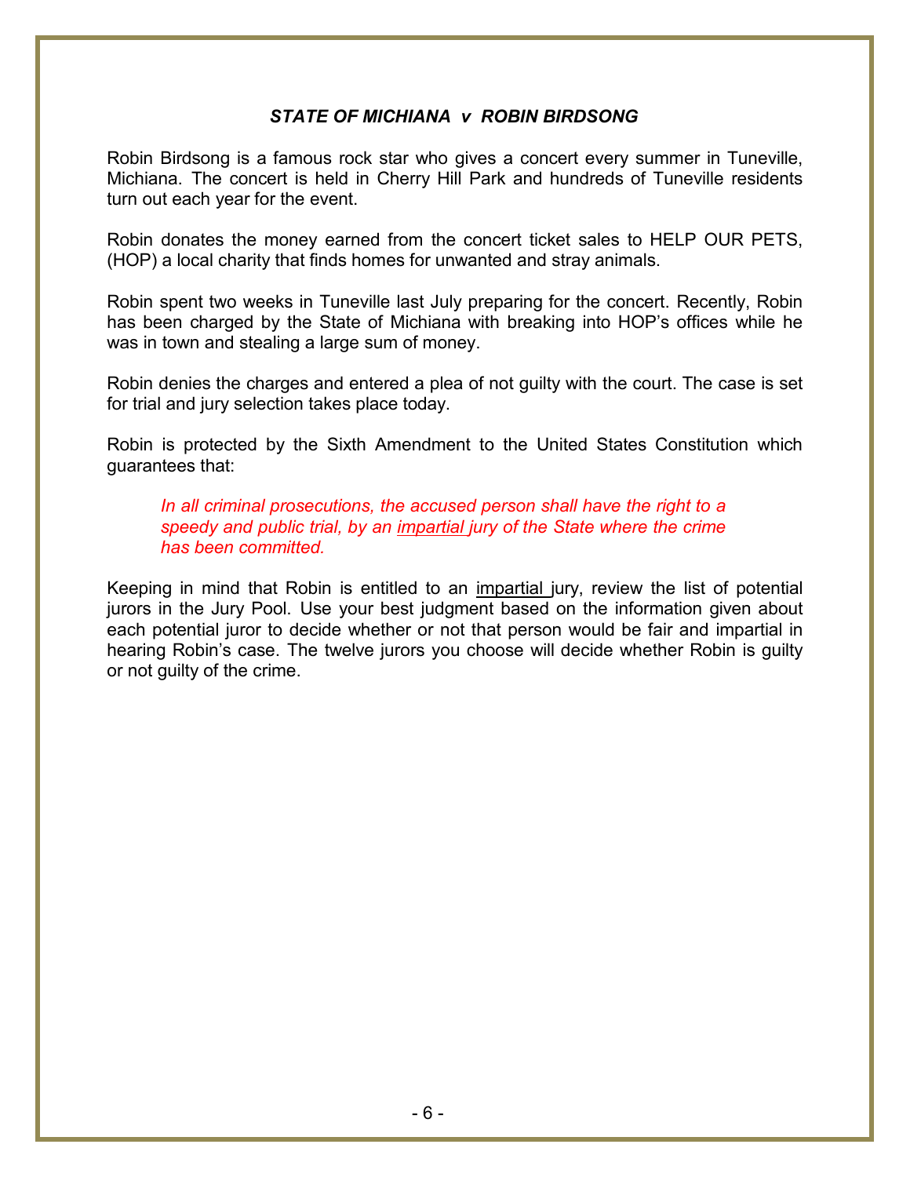## *STATE OF MICHIANA v ROBIN BIRDSONG*

Robin Birdsong is a famous rock star who gives a concert every summer in Tuneville, Michiana. The concert is held in Cherry Hill Park and hundreds of Tuneville residents turn out each year for the event.

Robin donates the money earned from the concert ticket sales to HELP OUR PETS, (HOP) a local charity that finds homes for unwanted and stray animals.

Robin spent two weeks in Tuneville last July preparing for the concert. Recently, Robin has been charged by the State of Michiana with breaking into HOP's offices while he was in town and stealing a large sum of money.

Robin denies the charges and entered a plea of not guilty with the court. The case is set for trial and jury selection takes place today.

Robin is protected by the Sixth Amendment to the United States Constitution which guarantees that:

> *In all criminal prosecutions, the accused person shall have the right to a speedy and public trial, by an impartial jury of the State where the crime has been committed.*

Keeping in mind that Robin is entitled to an impartial jury, review the list of potential jurors in the Jury Pool. Use your best judgment based on the information given about each potential juror to decide whether or not that person would be fair and impartial in hearing Robin's case. The twelve jurors you choose will decide whether Robin is guilty or not guilty of the crime.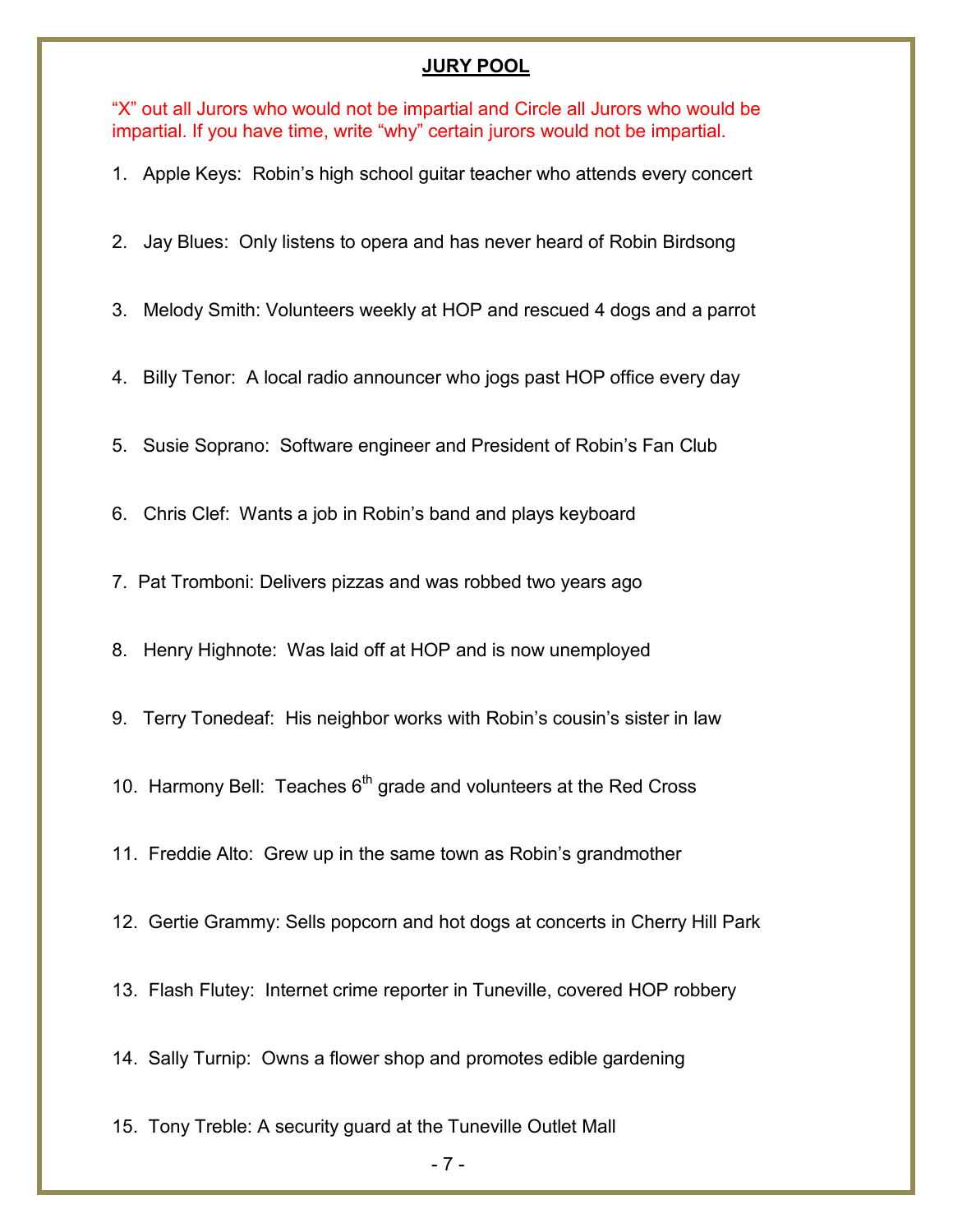## **JURY POOL**

"X" out all Jurors who would not be impartial and Circle all Jurors who would be impartial. If you have time, write "why" certain jurors would not be impartial.

1. Apple Keys: Robin's high school guitar teacher who attends every concert

2. Jay Blues: Only listens to opera and has never heard of Robin Birdsong

3. Melody Smith: Volunteers weekly at HOP and rescued 4 dogs and a parrot

4. Billy Tenor: A local radio announcer who jogs past HOP office every day

5. Susie Soprano: Software engineer and President of Robin's Fan Club

6. Chris Clef: Wants a job in Robin's band and plays keyboard

7. Pat Tromboni: Delivers pizzas and was robbed two years ago

8. Henry Highnote: Was laid off at HOP and is now unemployed

9. Terry Tonedeaf: His neighbor works with Robin's cousin's sister in law

10. Harmony Bell: Teaches 6th grade and volunteers at the Red Cross

11. Freddie Alto: Grew up in the same town as Robin's grandmother

12. Gertie Grammy: Sells popcorn and hot dogs at concerts in Cherry Hill Park

13. Flash Flutey: Internet crime reporter in Tuneville, covered HOP robbery

14. Sally Turnip: Owns a flower shop and promotes edible gardening

15. Tony Treble: A security guard at the Tuneville Outlet Mall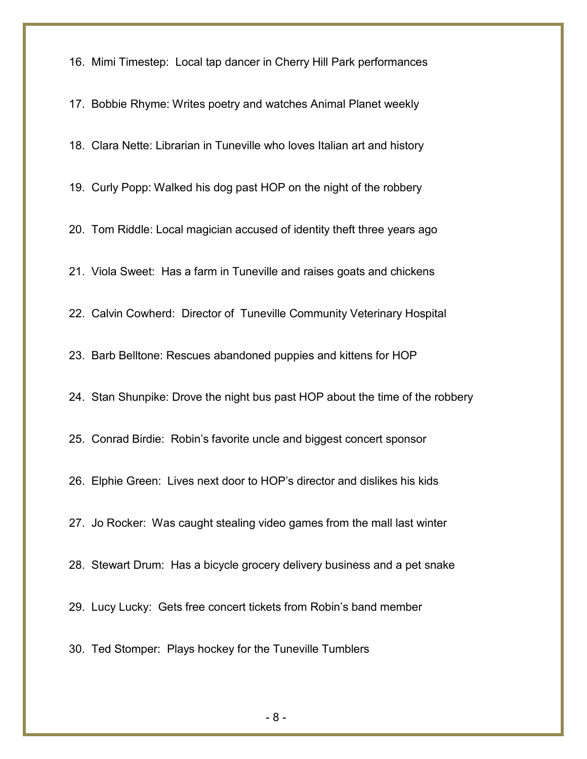16. Mimi Timestep: Local tap dancer in Cherry Hill Park performances

17. Bobbie Rhyme: Writes poetry and watches Animal Planet weekly

18. Clara Nette: Librarian in Tuneville who loves Italian art and history

19. Curly Popp: Walked his dog past HOP on the night of the robbery

20. Tom Riddle: Local magician accused of identity theft three years ago

21. Viola Sweet: Has a farm in Tuneville and raises goats and chickens

22. Calvin Cowherd: Director of Tuneville Community Veterinary Hospital

23. Barb Belltone: Rescues abandoned puppies and kittens for HOP

24. Stan Shunpike: Drove the night bus past HOP about the time of the robbery

25. Conrad Birdie: Robin's favorite uncle and biggest concert sponsor

26. Elphie Green: Lives next door to HOP's director and dislikes his kids

27. Jo Rocker: Was caught stealing video games from the mall last winter

28. Stewart Drum: Has a bicycle grocery delivery business and a pet snake

29. Lucy Lucky: Gets free concert tickets from Robin's band member

30. Ted Stomper: Plays hockey for the Tuneville Tumblers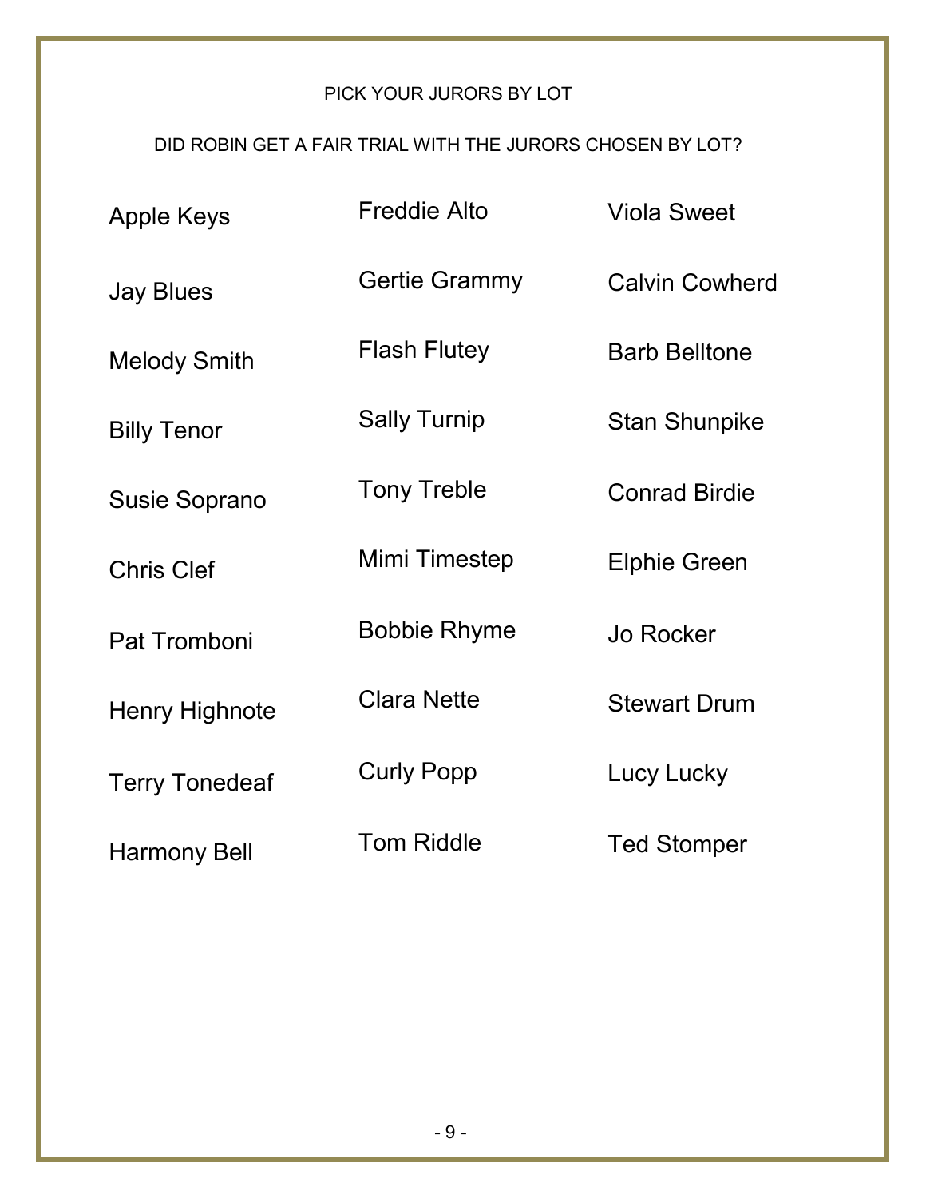PICK YOUR JURORS BY LOT

DID ROBIN GET A FAIR TRIAL WITH THE JURORS CHOSEN BY LOT?

| | | |
|---|---|---|
| Apple Keys | Freddie Alto | Viola Sweet |
| Jay Blues | Gertie Grammy | Calvin Cowherd |
| Melody Smith | Flash Flutey | Barb Belltone |
| Billy Tenor | Sally Turnip | Stan Shunpike |
| Susie Soprano | Tony Treble | Conrad Birdie |
| Chris Clef | Mimi Timestep | Elphie Green |
| Pat Tromboni | Bobbie Rhyme | Jo Rocker |
| Henry Highnote | Clara Nette | Stewart Drum |
| Terry Tonedeaf | Curly Popp | Lucy Lucky |
| Harmony Bell | Tom Riddle | Ted Stomper |